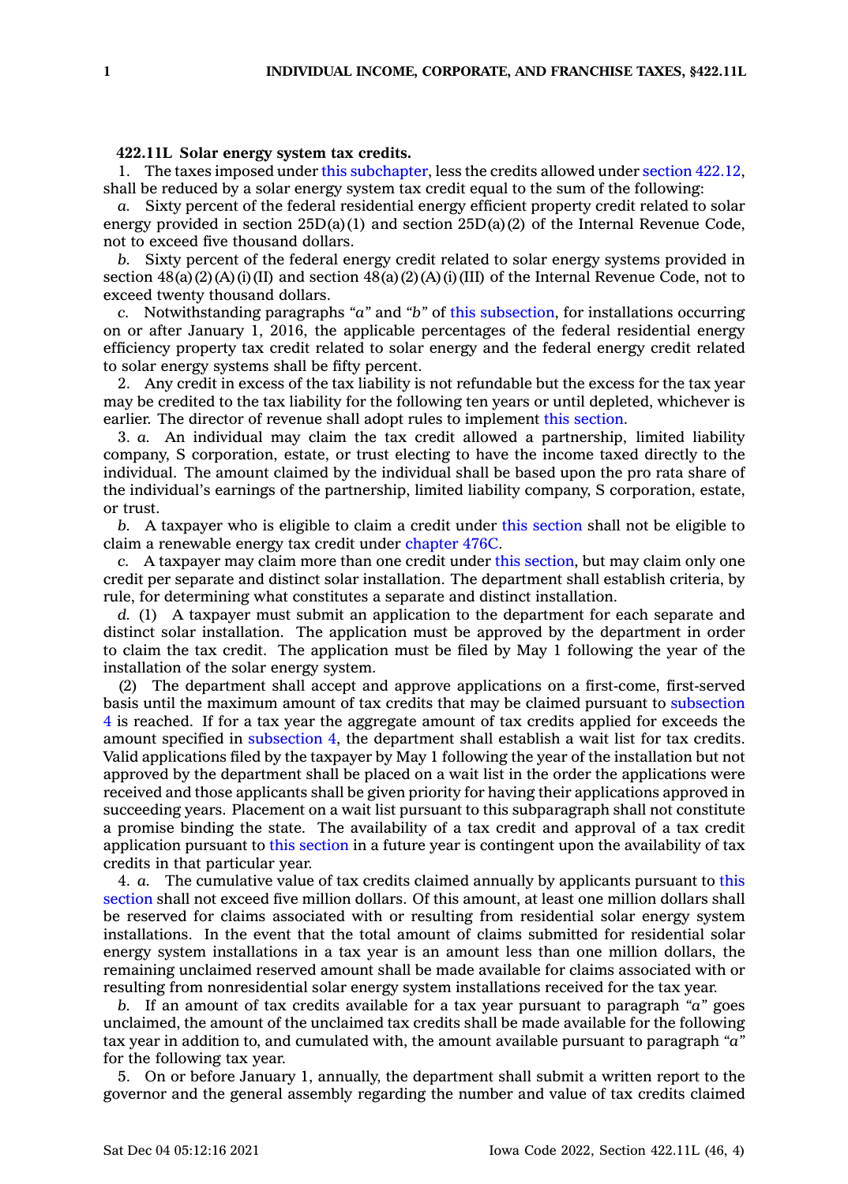**422.11L Solar energy system tax credits.**

1. The taxes imposed under this subchapter, less the credits allowed under section 422.12, shall be reduced by a solar energy system tax credit equal to the sum of the following:

*a.* Sixty percent of the federal residential energy efficient property credit related to solar energy provided in section 25D(a)(1) and section 25D(a)(2) of the Internal Revenue Code, not to exceed five thousand dollars.

*b.* Sixty percent of the federal energy credit related to solar energy systems provided in section 48(a)(2)(A)(i)(II) and section 48(a)(2)(A)(i)(III) of the Internal Revenue Code, not to exceed twenty thousand dollars.

*c.* Notwithstanding paragraphs *"a"* and *"b"* of this subsection, for installations occurring on or after January 1, 2016, the applicable percentages of the federal residential energy efficiency property tax credit related to solar energy and the federal energy credit related to solar energy systems shall be fifty percent.

2. Any credit in excess of the tax liability is not refundable but the excess for the tax year may be credited to the tax liability for the following ten years or until depleted, whichever is earlier. The director of revenue shall adopt rules to implement this section.

3. *a.* An individual may claim the tax credit allowed a partnership, limited liability company, S corporation, estate, or trust electing to have the income taxed directly to the individual. The amount claimed by the individual shall be based upon the pro rata share of the individual's earnings of the partnership, limited liability company, S corporation, estate, or trust.

*b.* A taxpayer who is eligible to claim a credit under this section shall not be eligible to claim a renewable energy tax credit under chapter 476C.

*c.* A taxpayer may claim more than one credit under this section, but may claim only one credit per separate and distinct solar installation. The department shall establish criteria, by rule, for determining what constitutes a separate and distinct installation.

*d.* (1) A taxpayer must submit an application to the department for each separate and distinct solar installation. The application must be approved by the department in order to claim the tax credit. The application must be filed by May 1 following the year of the installation of the solar energy system.

(2) The department shall accept and approve applications on a first-come, first-served basis until the maximum amount of tax credits that may be claimed pursuant to subsection 4 is reached. If for a tax year the aggregate amount of tax credits applied for exceeds the amount specified in subsection 4, the department shall establish a wait list for tax credits. Valid applications filed by the taxpayer by May 1 following the year of the installation but not approved by the department shall be placed on a wait list in the order the applications were received and those applicants shall be given priority for having their applications approved in succeeding years. Placement on a wait list pursuant to this subparagraph shall not constitute a promise binding the state. The availability of a tax credit and approval of a tax credit application pursuant to this section in a future year is contingent upon the availability of tax credits in that particular year.

4. *a.* The cumulative value of tax credits claimed annually by applicants pursuant to this section shall not exceed five million dollars. Of this amount, at least one million dollars shall be reserved for claims associated with or resulting from residential solar energy system installations. In the event that the total amount of claims submitted for residential solar energy system installations in a tax year is an amount less than one million dollars, the remaining unclaimed reserved amount shall be made available for claims associated with or resulting from nonresidential solar energy system installations received for the tax year.

*b.* If an amount of tax credits available for a tax year pursuant to paragraph *"a"* goes unclaimed, the amount of the unclaimed tax credits shall be made available for the following tax year in addition to, and cumulated with, the amount available pursuant to paragraph *"a"* for the following tax year.

5. On or before January 1, annually, the department shall submit a written report to the governor and the general assembly regarding the number and value of tax credits claimed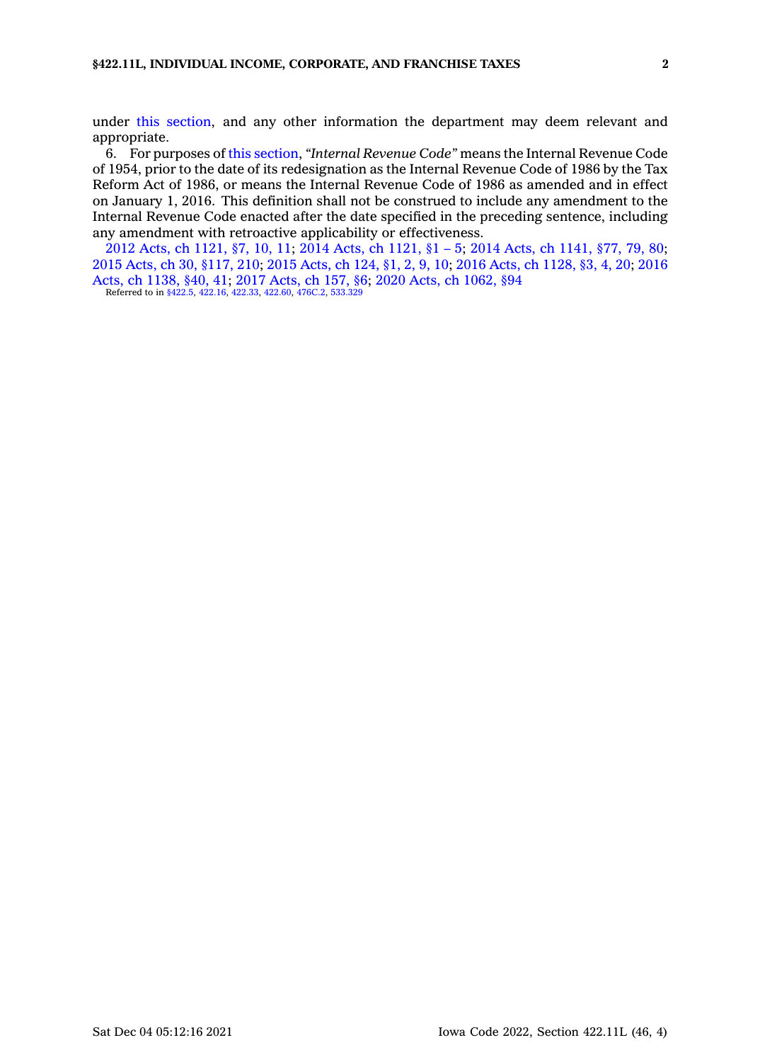under this section, and any other information the department may deem relevant and appropriate.

6. For purposes of this section, *"Internal Revenue Code"* means the Internal Revenue Code of 1954, prior to the date of its redesignation as the Internal Revenue Code of 1986 by the Tax Reform Act of 1986, or means the Internal Revenue Code of 1986 as amended and in effect on January 1, 2016. This definition shall not be construed to include any amendment to the Internal Revenue Code enacted after the date specified in the preceding sentence, including any amendment with retroactive applicability or effectiveness.

2012 Acts, ch 1121, §7, 10, 11; 2014 Acts, ch 1121, §1 – 5; 2014 Acts, ch 1141, §77, 79, 80; 2015 Acts, ch 30, §117, 210; 2015 Acts, ch 124, §1, 2, 9, 10; 2016 Acts, ch 1128, §3, 4, 20; 2016 Acts, ch 1138, §40, 41; 2017 Acts, ch 157, §6; 2020 Acts, ch 1062, §94

Referred to in §422.5, 422.16, 422.33, 422.60, 476C.2, 533.329